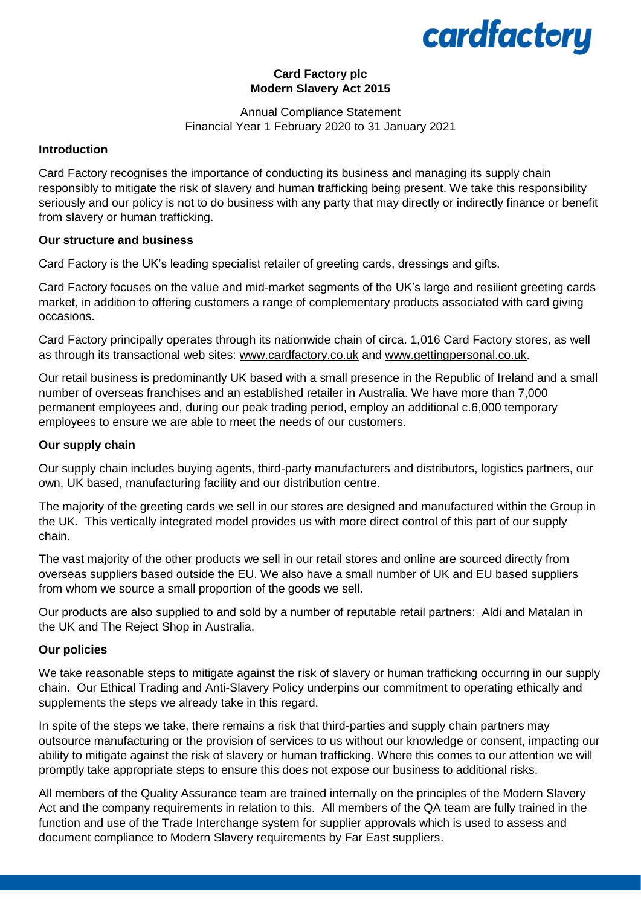**Card Factory plc**
**Modern Slavery Act 2015**

Annual Compliance Statement
Financial Year 1 February 2020 to 31 January 2021

## Introduction

Card Factory recognises the importance of conducting its business and managing its supply chain responsibly to mitigate the risk of slavery and human trafficking being present. We take this responsibility seriously and our policy is not to do business with any party that may directly or indirectly finance or benefit from slavery or human trafficking.

## Our structure and business

Card Factory is the UK's leading specialist retailer of greeting cards, dressings and gifts.

Card Factory focuses on the value and mid-market segments of the UK's large and resilient greeting cards market, in addition to offering customers a range of complementary products associated with card giving occasions.

Card Factory principally operates through its nationwide chain of circa. 1,016 Card Factory stores, as well as through its transactional web sites: www.cardfactory.co.uk and www.gettingpersonal.co.uk.

Our retail business is predominantly UK based with a small presence in the Republic of Ireland and a small number of overseas franchises and an established retailer in Australia. We have more than 7,000 permanent employees and, during our peak trading period, employ an additional c.6,000 temporary employees to ensure we are able to meet the needs of our customers.

## Our supply chain

Our supply chain includes buying agents, third-party manufacturers and distributors, logistics partners, our own, UK based, manufacturing facility and our distribution centre.

The majority of the greeting cards we sell in our stores are designed and manufactured within the Group in the UK. This vertically integrated model provides us with more direct control of this part of our supply chain.

The vast majority of the other products we sell in our retail stores and online are sourced directly from overseas suppliers based outside the EU. We also have a small number of UK and EU based suppliers from whom we source a small proportion of the goods we sell.

Our products are also supplied to and sold by a number of reputable retail partners: Aldi and Matalan in the UK and The Reject Shop in Australia.

## Our policies

We take reasonable steps to mitigate against the risk of slavery or human trafficking occurring in our supply chain. Our Ethical Trading and Anti-Slavery Policy underpins our commitment to operating ethically and supplements the steps we already take in this regard.

In spite of the steps we take, there remains a risk that third-parties and supply chain partners may outsource manufacturing or the provision of services to us without our knowledge or consent, impacting our ability to mitigate against the risk of slavery or human trafficking. Where this comes to our attention we will promptly take appropriate steps to ensure this does not expose our business to additional risks.

All members of the Quality Assurance team are trained internally on the principles of the Modern Slavery Act and the company requirements in relation to this. All members of the QA team are fully trained in the function and use of the Trade Interchange system for supplier approvals which is used to assess and document compliance to Modern Slavery requirements by Far East suppliers.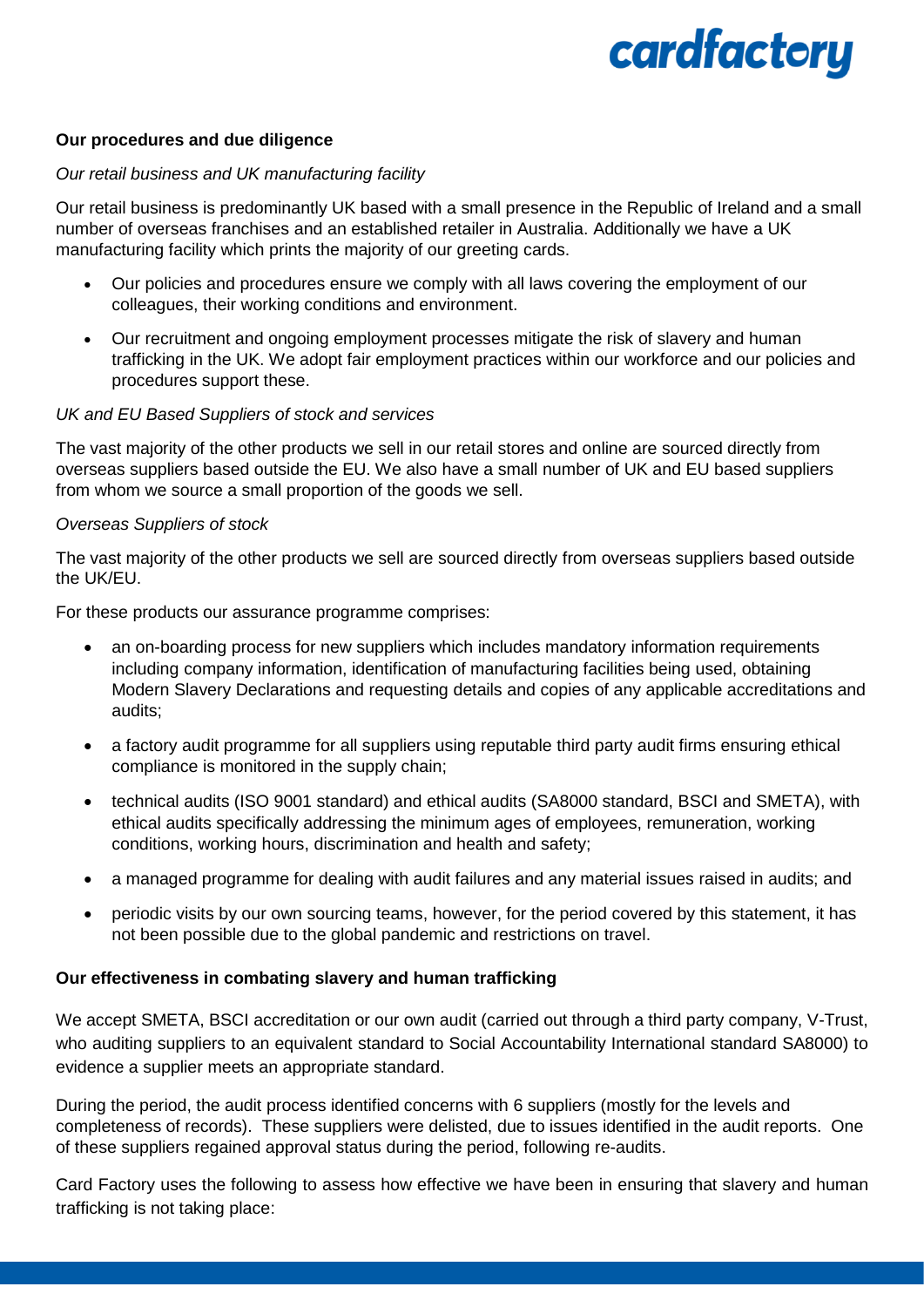**Our procedures and due diligence**

*Our retail business and UK manufacturing facility*

Our retail business is predominantly UK based with a small presence in the Republic of Ireland and a small number of overseas franchises and an established retailer in Australia. Additionally we have a UK manufacturing facility which prints the majority of our greeting cards.

- Our policies and procedures ensure we comply with all laws covering the employment of our colleagues, their working conditions and environment.
- Our recruitment and ongoing employment processes mitigate the risk of slavery and human trafficking in the UK. We adopt fair employment practices within our workforce and our policies and procedures support these.

*UK and EU Based Suppliers of stock and services*

The vast majority of the other products we sell in our retail stores and online are sourced directly from overseas suppliers based outside the EU. We also have a small number of UK and EU based suppliers from whom we source a small proportion of the goods we sell.

*Overseas Suppliers of stock*

The vast majority of the other products we sell are sourced directly from overseas suppliers based outside the UK/EU.

For these products our assurance programme comprises:

- an on-boarding process for new suppliers which includes mandatory information requirements including company information, identification of manufacturing facilities being used, obtaining Modern Slavery Declarations and requesting details and copies of any applicable accreditations and audits;
- a factory audit programme for all suppliers using reputable third party audit firms ensuring ethical compliance is monitored in the supply chain;
- technical audits (ISO 9001 standard) and ethical audits (SA8000 standard, BSCI and SMETA), with ethical audits specifically addressing the minimum ages of employees, remuneration, working conditions, working hours, discrimination and health and safety;
- a managed programme for dealing with audit failures and any material issues raised in audits; and
- periodic visits by our own sourcing teams, however, for the period covered by this statement, it has not been possible due to the global pandemic and restrictions on travel.

**Our effectiveness in combating slavery and human trafficking**

We accept SMETA, BSCI accreditation or our own audit (carried out through a third party company, V-Trust, who auditing suppliers to an equivalent standard to Social Accountability International standard SA8000) to evidence a supplier meets an appropriate standard.

During the period, the audit process identified concerns with 6 suppliers (mostly for the levels and completeness of records). These suppliers were delisted, due to issues identified in the audit reports. One of these suppliers regained approval status during the period, following re-audits.

Card Factory uses the following to assess how effective we have been in ensuring that slavery and human trafficking is not taking place: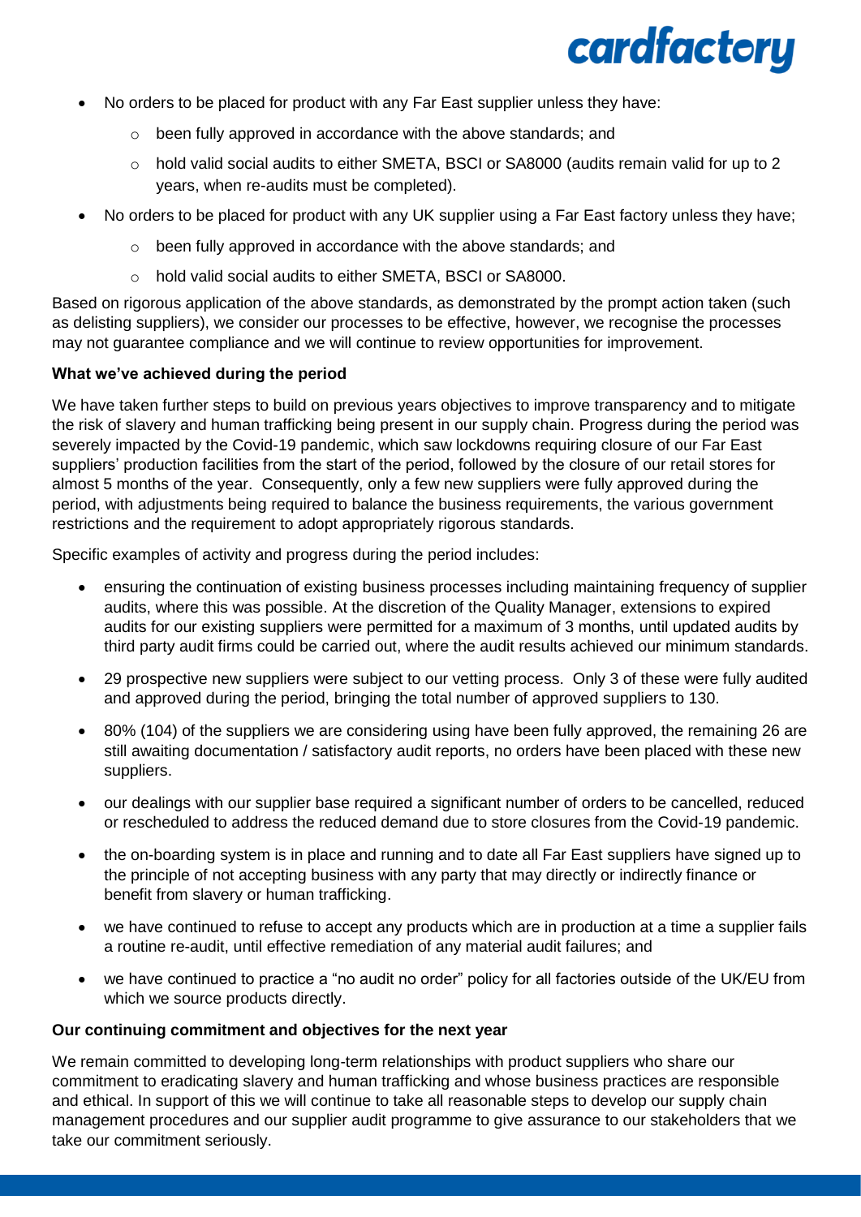- No orders to be placed for product with any Far East supplier unless they have:
    - been fully approved in accordance with the above standards; and
    - hold valid social audits to either SMETA, BSCI or SA8000 (audits remain valid for up to 2 years, when re-audits must be completed).
- No orders to be placed for product with any UK supplier using a Far East factory unless they have;
    - been fully approved in accordance with the above standards; and
    - hold valid social audits to either SMETA, BSCI or SA8000.

Based on rigorous application of the above standards, as demonstrated by the prompt action taken (such as delisting suppliers), we consider our processes to be effective, however, we recognise the processes may not guarantee compliance and we will continue to review opportunities for improvement.

**What we've achieved during the period**

We have taken further steps to build on previous years objectives to improve transparency and to mitigate the risk of slavery and human trafficking being present in our supply chain. Progress during the period was severely impacted by the Covid-19 pandemic, which saw lockdowns requiring closure of our Far East suppliers' production facilities from the start of the period, followed by the closure of our retail stores for almost 5 months of the year. Consequently, only a few new suppliers were fully approved during the period, with adjustments being required to balance the business requirements, the various government restrictions and the requirement to adopt appropriately rigorous standards.

Specific examples of activity and progress during the period includes:

- ensuring the continuation of existing business processes including maintaining frequency of supplier audits, where this was possible. At the discretion of the Quality Manager, extensions to expired audits for our existing suppliers were permitted for a maximum of 3 months, until updated audits by third party audit firms could be carried out, where the audit results achieved our minimum standards.
- 29 prospective new suppliers were subject to our vetting process. Only 3 of these were fully audited and approved during the period, bringing the total number of approved suppliers to 130.
- 80% (104) of the suppliers we are considering using have been fully approved, the remaining 26 are still awaiting documentation / satisfactory audit reports, no orders have been placed with these new suppliers.
- our dealings with our supplier base required a significant number of orders to be cancelled, reduced or rescheduled to address the reduced demand due to store closures from the Covid-19 pandemic.
- the on-boarding system is in place and running and to date all Far East suppliers have signed up to the principle of not accepting business with any party that may directly or indirectly finance or benefit from slavery or human trafficking.
- we have continued to refuse to accept any products which are in production at a time a supplier fails a routine re-audit, until effective remediation of any material audit failures; and
- we have continued to practice a "no audit no order" policy for all factories outside of the UK/EU from which we source products directly.

**Our continuing commitment and objectives for the next year**

We remain committed to developing long-term relationships with product suppliers who share our commitment to eradicating slavery and human trafficking and whose business practices are responsible and ethical. In support of this we will continue to take all reasonable steps to develop our supply chain management procedures and our supplier audit programme to give assurance to our stakeholders that we take our commitment seriously.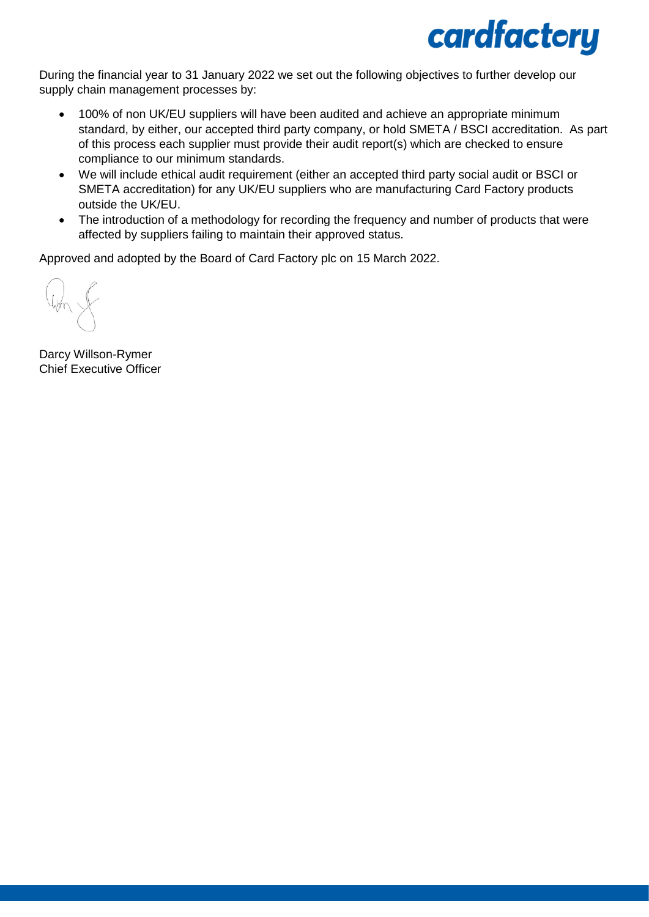During the financial year to 31 January 2022 we set out the following objectives to further develop our supply chain management processes by:

- 100% of non UK/EU suppliers will have been audited and achieve an appropriate minimum standard, by either, our accepted third party company, or hold SMETA / BSCI accreditation. As part of this process each supplier must provide their audit report(s) which are checked to ensure compliance to our minimum standards.
- We will include ethical audit requirement (either an accepted third party social audit or BSCI or SMETA accreditation) for any UK/EU suppliers who are manufacturing Card Factory products outside the UK/EU.
- The introduction of a methodology for recording the frequency and number of products that were affected by suppliers failing to maintain their approved status.

Approved and adopted by the Board of Card Factory plc on 15 March 2022.

Darcy Willson-Rymer
Chief Executive Officer